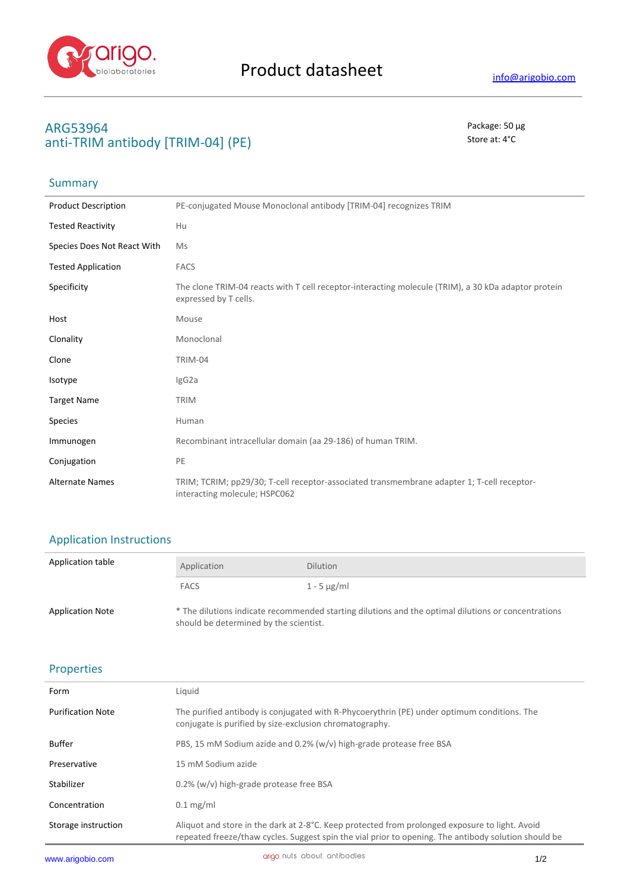# Product datasheet

info@arigobio.com

## ARG53964
## anti-TRIM antibody [TRIM-04] (PE)

Package: 50 μg
Store at: 4°C

## Summary

| | |
|---|---|
| Product Description | PE-conjugated Mouse Monoclonal antibody [TRIM-04] recognizes TRIM |
| Tested Reactivity | Hu |
| Species Does Not React With | Ms |
| Tested Application | FACS |
| Specificity | The clone TRIM-04 reacts with T cell receptor-interacting molecule (TRIM), a 30 kDa adaptor protein expressed by T cells. |
| Host | Mouse |
| Clonality | Monoclonal |
| Clone | TRIM-04 |
| Isotype | IgG2a |
| Target Name | TRIM |
| Species | Human |
| Immunogen | Recombinant intracellular domain (aa 29-186) of human TRIM. |
| Conjugation | PE |
| Alternate Names | TRIM; TCRIM; pp29/30; T-cell receptor-associated transmembrane adapter 1; T-cell receptor-interacting molecule; HSPC062 |

## Application Instructions

Application table

| Application | Dilution |
|---|---|
| FACS | 1 - 5 μg/ml |

Application Note: * The dilutions indicate recommended starting dilutions and the optimal dilutions or concentrations should be determined by the scientist.

## Properties

| | |
|---|---|
| Form | Liquid |
| Purification Note | The purified antibody is conjugated with R-Phycoerythrin (PE) under optimum conditions. The conjugate is purified by size-exclusion chromatography. |
| Buffer | PBS, 15 mM Sodium azide and 0.2% (w/v) high-grade protease free BSA |
| Preservative | 15 mM Sodium azide |
| Stabilizer | 0.2% (w/v) high-grade protease free BSA |
| Concentration | 0.1 mg/ml |
| Storage instruction | Aliquot and store in the dark at 2-8°C. Keep protected from prolonged exposure to light. Avoid repeated freeze/thaw cycles. Suggest spin the vial prior to opening. The antibody solution should be |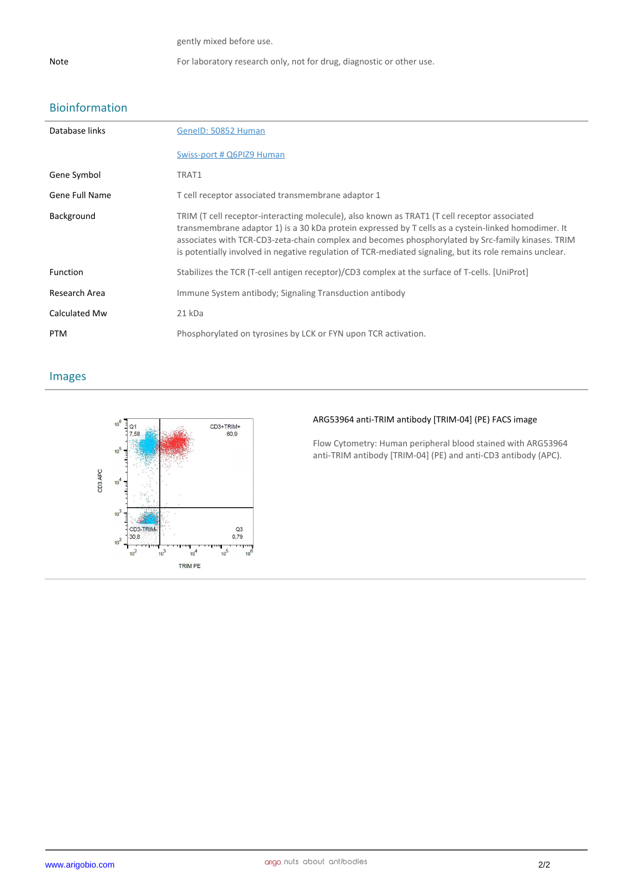| | |
|---|---|
| | gently mixed before use. |
| Note | For laboratory research only, not for drug, diagnostic or other use. |

## Bioinformation

| | |
|---|---|
| Database links | [GeneID: 50852 Human](#) |
| | [Swiss-port # Q6PIZ9 Human](#) |
| Gene Symbol | TRAT1 |
| Gene Full Name | T cell receptor associated transmembrane adaptor 1 |
| Background | TRIM (T cell receptor-interacting molecule), also known as TRAT1 (T cell receptor associated transmembrane adaptor 1) is a 30 kDa protein expressed by T cells as a cystein-linked homodimer. It associates with TCR-CD3-zeta-chain complex and becomes phosphorylated by Src-family kinases. TRIM is potentially involved in negative regulation of TCR-mediated signaling, but its role remains unclear. |
| Function | Stabilizes the TCR (T-cell antigen receptor)/CD3 complex at the surface of T-cells. [UniProt] |
| Research Area | Immune System antibody; Signaling Transduction antibody |
| Calculated Mw | 21 kDa |
| PTM | Phosphorylated on tyrosines by LCK or FYN upon TCR activation. |

## Images

Q1
7,58
CD3+TRIM+
60,9
CD3-TRIM-
30,8
Q3
0,79
CD3 APC
TRIM PE

ARG53964 anti-TRIM antibody [TRIM-04] (PE) FACS image

Flow Cytometry: Human peripheral blood stained with ARG53964 anti-TRIM antibody [TRIM-04] (PE) and anti-CD3 antibody (APC).